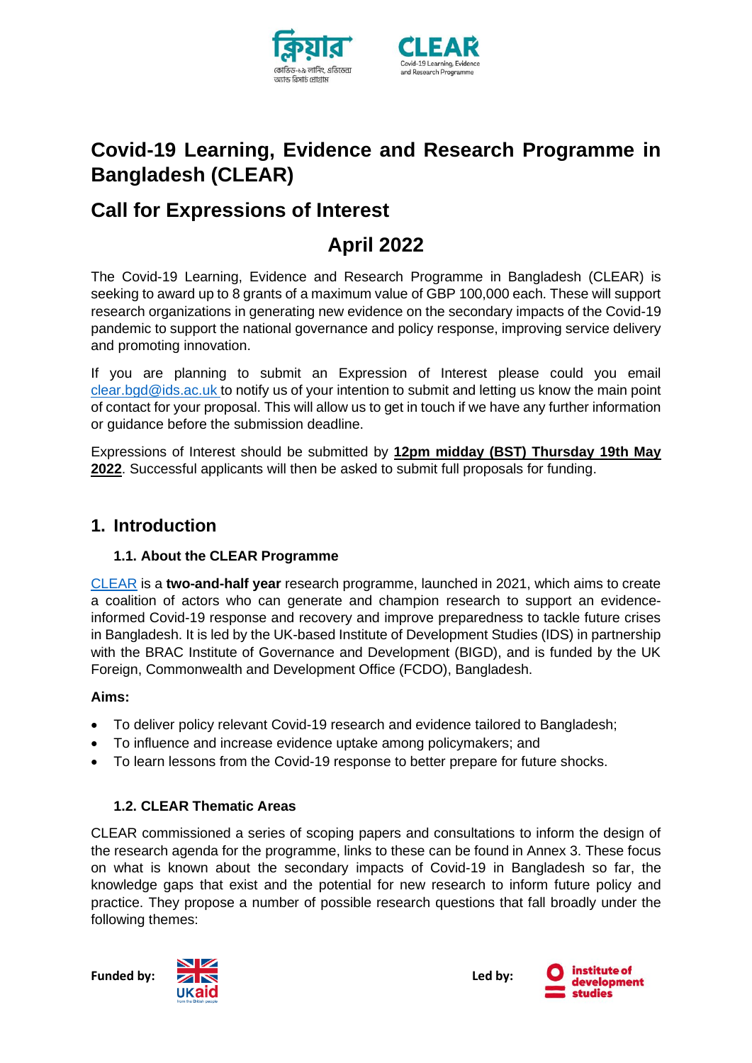# Covid-19 Learning, Evidence and Research Programme in Bangladesh (CLEAR)

## Call for Expressions of Interest

## April 2022

The Covid-19 Learning, Evidence and Research Programme in Bangladesh (CLEAR) is seeking to award up to 8 grants of a maximum value of GBP 100,000 each. These will support research organizations in generating new evidence on the secondary impacts of the Covid-19 pandemic to support the national governance and policy response, improving service delivery and promoting innovation.

If you are planning to submit an Expression of Interest please could you email clear.bgd@ids.ac.uk to notify us of your intention to submit and letting us know the main point of contact for your proposal. This will allow us to get in touch if we have any further information or guidance before the submission deadline.

Expressions of Interest should be submitted by **12pm midday (BST) Thursday 19th May 2022**. Successful applicants will then be asked to submit full proposals for funding.

## 1. Introduction

### 1.1. About the CLEAR Programme

CLEAR is a **two-and-half year** research programme, launched in 2021, which aims to create a coalition of actors who can generate and champion research to support an evidence-informed Covid-19 response and recovery and improve preparedness to tackle future crises in Bangladesh. It is led by the UK-based Institute of Development Studies (IDS) in partnership with the BRAC Institute of Governance and Development (BIGD), and is funded by the UK Foreign, Commonwealth and Development Office (FCDO), Bangladesh.

**Aims:**

- To deliver policy relevant Covid-19 research and evidence tailored to Bangladesh;
- To influence and increase evidence uptake among policymakers; and
- To learn lessons from the Covid-19 response to better prepare for future shocks.

### 1.2. CLEAR Thematic Areas

CLEAR commissioned a series of scoping papers and consultations to inform the design of the research agenda for the programme, links to these can be found in Annex 3. These focus on what is known about the secondary impacts of Covid-19 in Bangladesh so far, the knowledge gaps that exist and the potential for new research to inform future policy and practice. They propose a number of possible research questions that fall broadly under the following themes: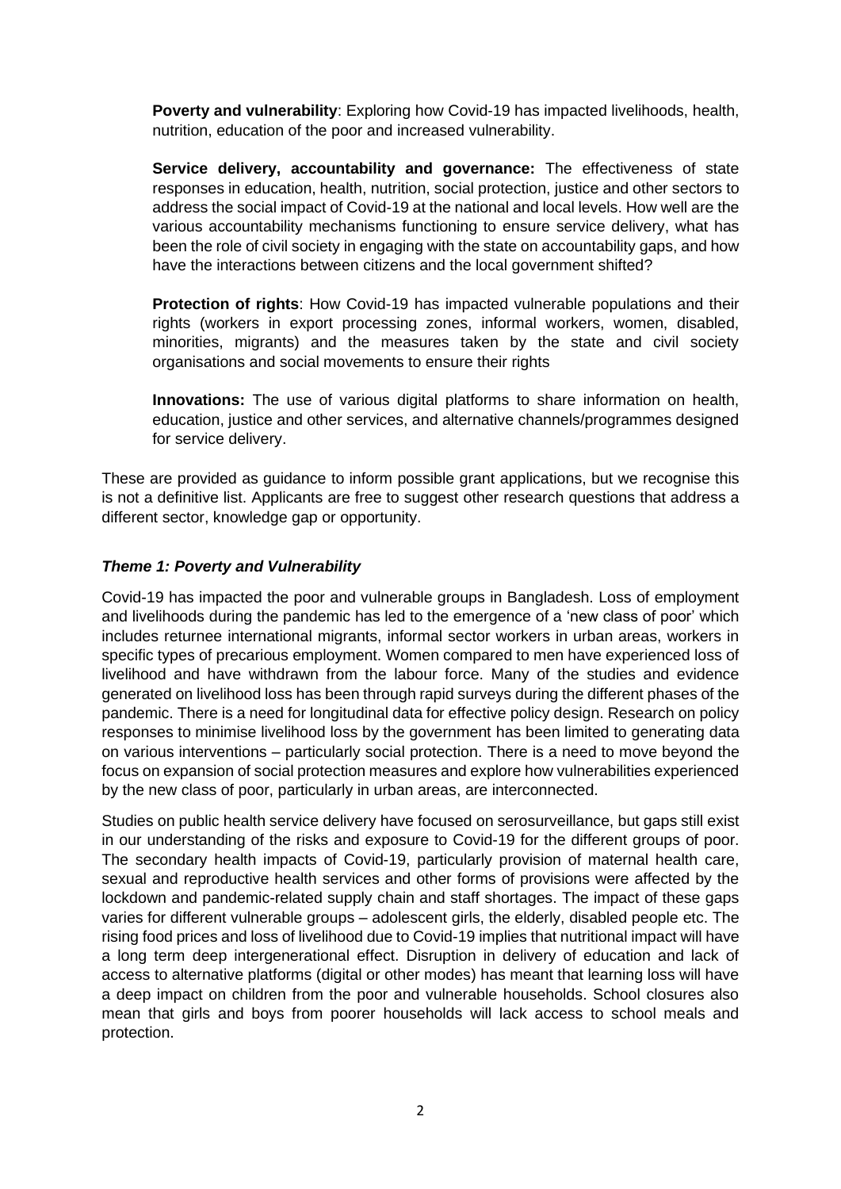**Poverty and vulnerability**: Exploring how Covid-19 has impacted livelihoods, health, nutrition, education of the poor and increased vulnerability.

**Service delivery, accountability and governance:** The effectiveness of state responses in education, health, nutrition, social protection, justice and other sectors to address the social impact of Covid-19 at the national and local levels. How well are the various accountability mechanisms functioning to ensure service delivery, what has been the role of civil society in engaging with the state on accountability gaps, and how have the interactions between citizens and the local government shifted?

**Protection of rights**: How Covid-19 has impacted vulnerable populations and their rights (workers in export processing zones, informal workers, women, disabled, minorities, migrants) and the measures taken by the state and civil society organisations and social movements to ensure their rights

**Innovations:** The use of various digital platforms to share information on health, education, justice and other services, and alternative channels/programmes designed for service delivery.

These are provided as guidance to inform possible grant applications, but we recognise this is not a definitive list. Applicants are free to suggest other research questions that address a different sector, knowledge gap or opportunity.

### *Theme 1: Poverty and Vulnerability*

Covid-19 has impacted the poor and vulnerable groups in Bangladesh. Loss of employment and livelihoods during the pandemic has led to the emergence of a 'new class of poor' which includes returnee international migrants, informal sector workers in urban areas, workers in specific types of precarious employment. Women compared to men have experienced loss of livelihood and have withdrawn from the labour force. Many of the studies and evidence generated on livelihood loss has been through rapid surveys during the different phases of the pandemic. There is a need for longitudinal data for effective policy design. Research on policy responses to minimise livelihood loss by the government has been limited to generating data on various interventions – particularly social protection. There is a need to move beyond the focus on expansion of social protection measures and explore how vulnerabilities experienced by the new class of poor, particularly in urban areas, are interconnected.

Studies on public health service delivery have focused on serosurveillance, but gaps still exist in our understanding of the risks and exposure to Covid-19 for the different groups of poor. The secondary health impacts of Covid-19, particularly provision of maternal health care, sexual and reproductive health services and other forms of provisions were affected by the lockdown and pandemic-related supply chain and staff shortages. The impact of these gaps varies for different vulnerable groups – adolescent girls, the elderly, disabled people etc. The rising food prices and loss of livelihood due to Covid-19 implies that nutritional impact will have a long term deep intergenerational effect. Disruption in delivery of education and lack of access to alternative platforms (digital or other modes) has meant that learning loss will have a deep impact on children from the poor and vulnerable households. School closures also mean that girls and boys from poorer households will lack access to school meals and protection.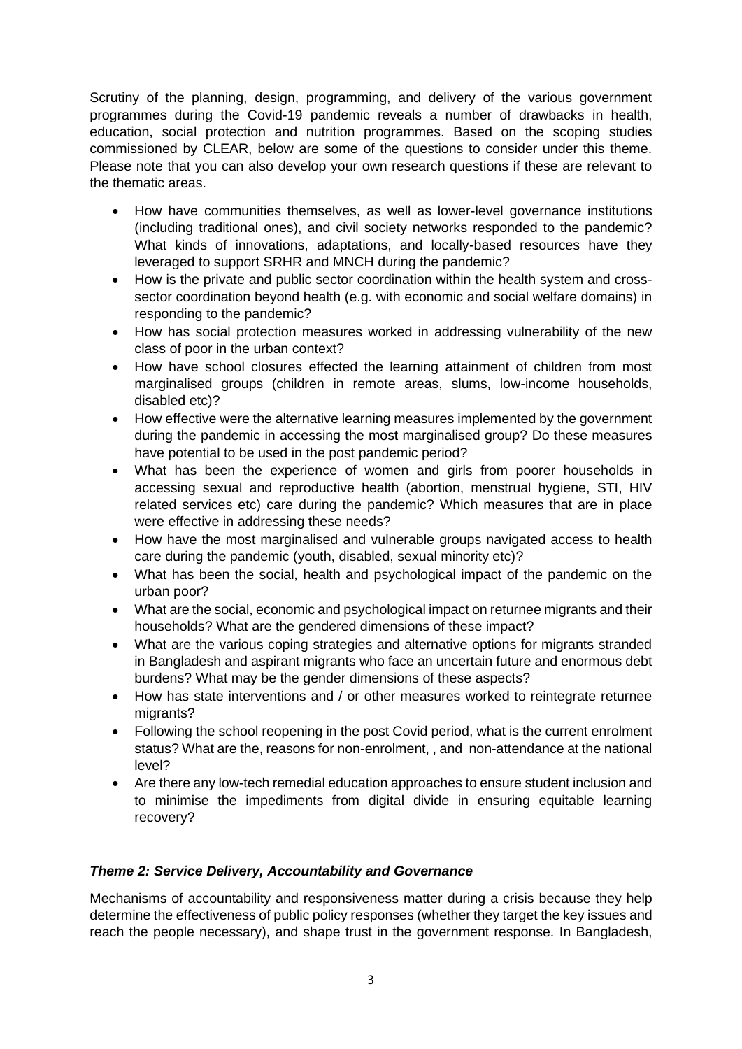Scrutiny of the planning, design, programming, and delivery of the various government programmes during the Covid-19 pandemic reveals a number of drawbacks in health, education, social protection and nutrition programmes. Based on the scoping studies commissioned by CLEAR, below are some of the questions to consider under this theme. Please note that you can also develop your own research questions if these are relevant to the thematic areas.

- How have communities themselves, as well as lower-level governance institutions (including traditional ones), and civil society networks responded to the pandemic? What kinds of innovations, adaptations, and locally-based resources have they leveraged to support SRHR and MNCH during the pandemic?
- How is the private and public sector coordination within the health system and cross-sector coordination beyond health (e.g. with economic and social welfare domains) in responding to the pandemic?
- How has social protection measures worked in addressing vulnerability of the new class of poor in the urban context?
- How have school closures effected the learning attainment of children from most marginalised groups (children in remote areas, slums, low-income households, disabled etc)?
- How effective were the alternative learning measures implemented by the government during the pandemic in accessing the most marginalised group? Do these measures have potential to be used in the post pandemic period?
- What has been the experience of women and girls from poorer households in accessing sexual and reproductive health (abortion, menstrual hygiene, STI, HIV related services etc) care during the pandemic? Which measures that are in place were effective in addressing these needs?
- How have the most marginalised and vulnerable groups navigated access to health care during the pandemic (youth, disabled, sexual minority etc)?
- What has been the social, health and psychological impact of the pandemic on the urban poor?
- What are the social, economic and psychological impact on returnee migrants and their households? What are the gendered dimensions of these impact?
- What are the various coping strategies and alternative options for migrants stranded in Bangladesh and aspirant migrants who face an uncertain future and enormous debt burdens? What may be the gender dimensions of these aspects?
- How has state interventions and / or other measures worked to reintegrate returnee migrants?
- Following the school reopening in the post Covid period, what is the current enrolment status? What are the, reasons for non-enrolment, , and non-attendance at the national level?
- Are there any low-tech remedial education approaches to ensure student inclusion and to minimise the impediments from digital divide in ensuring equitable learning recovery?

### *Theme 2: Service Delivery, Accountability and Governance*

Mechanisms of accountability and responsiveness matter during a crisis because they help determine the effectiveness of public policy responses (whether they target the key issues and reach the people necessary), and shape trust in the government response. In Bangladesh,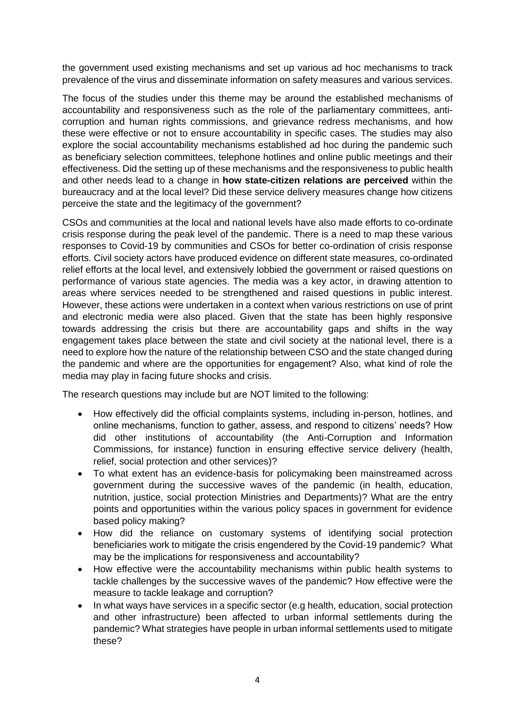the government used existing mechanisms and set up various ad hoc mechanisms to track prevalence of the virus and disseminate information on safety measures and various services.

The focus of the studies under this theme may be around the established mechanisms of accountability and responsiveness such as the role of the parliamentary committees, anti-corruption and human rights commissions, and grievance redress mechanisms, and how these were effective or not to ensure accountability in specific cases. The studies may also explore the social accountability mechanisms established ad hoc during the pandemic such as beneficiary selection committees, telephone hotlines and online public meetings and their effectiveness. Did the setting up of these mechanisms and the responsiveness to public health and other needs lead to a change in **how state-citizen relations are perceived** within the bureaucracy and at the local level? Did these service delivery measures change how citizens perceive the state and the legitimacy of the government?

CSOs and communities at the local and national levels have also made efforts to co-ordinate crisis response during the peak level of the pandemic. There is a need to map these various responses to Covid-19 by communities and CSOs for better co-ordination of crisis response efforts. Civil society actors have produced evidence on different state measures, co-ordinated relief efforts at the local level, and extensively lobbied the government or raised questions on performance of various state agencies. The media was a key actor, in drawing attention to areas where services needed to be strengthened and raised questions in public interest. However, these actions were undertaken in a context when various restrictions on use of print and electronic media were also placed. Given that the state has been highly responsive towards addressing the crisis but there are accountability gaps and shifts in the way engagement takes place between the state and civil society at the national level, there is a need to explore how the nature of the relationship between CSO and the state changed during the pandemic and where are the opportunities for engagement? Also, what kind of role the media may play in facing future shocks and crisis.

The research questions may include but are NOT limited to the following:

- How effectively did the official complaints systems, including in-person, hotlines, and online mechanisms, function to gather, assess, and respond to citizens' needs? How did other institutions of accountability (the Anti-Corruption and Information Commissions, for instance) function in ensuring effective service delivery (health, relief, social protection and other services)?
- To what extent has an evidence-basis for policymaking been mainstreamed across government during the successive waves of the pandemic (in health, education, nutrition, justice, social protection Ministries and Departments)? What are the entry points and opportunities within the various policy spaces in government for evidence based policy making?
- How did the reliance on customary systems of identifying social protection beneficiaries work to mitigate the crisis engendered by the Covid-19 pandemic? What may be the implications for responsiveness and accountability?
- How effective were the accountability mechanisms within public health systems to tackle challenges by the successive waves of the pandemic? How effective were the measure to tackle leakage and corruption?
- In what ways have services in a specific sector (e.g health, education, social protection and other infrastructure) been affected to urban informal settlements during the pandemic? What strategies have people in urban informal settlements used to mitigate these?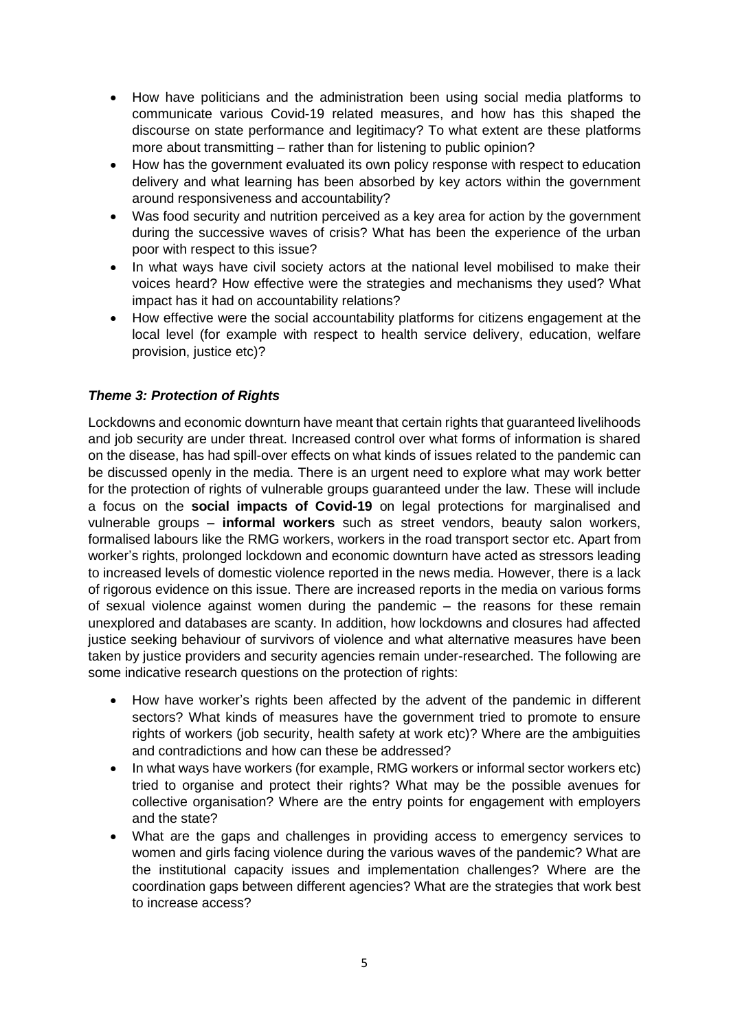- How have politicians and the administration been using social media platforms to communicate various Covid-19 related measures, and how has this shaped the discourse on state performance and legitimacy? To what extent are these platforms more about transmitting – rather than for listening to public opinion?
- How has the government evaluated its own policy response with respect to education delivery and what learning has been absorbed by key actors within the government around responsiveness and accountability?
- Was food security and nutrition perceived as a key area for action by the government during the successive waves of crisis? What has been the experience of the urban poor with respect to this issue?
- In what ways have civil society actors at the national level mobilised to make their voices heard? How effective were the strategies and mechanisms they used? What impact has it had on accountability relations?
- How effective were the social accountability platforms for citizens engagement at the local level (for example with respect to health service delivery, education, welfare provision, justice etc)?

### *Theme 3: Protection of Rights*

Lockdowns and economic downturn have meant that certain rights that guaranteed livelihoods and job security are under threat. Increased control over what forms of information is shared on the disease, has had spill-over effects on what kinds of issues related to the pandemic can be discussed openly in the media. There is an urgent need to explore what may work better for the protection of rights of vulnerable groups guaranteed under the law. These will include a focus on the **social impacts of Covid-19** on legal protections for marginalised and vulnerable groups – **informal workers** such as street vendors, beauty salon workers, formalised labours like the RMG workers, workers in the road transport sector etc. Apart from worker's rights, prolonged lockdown and economic downturn have acted as stressors leading to increased levels of domestic violence reported in the news media. However, there is a lack of rigorous evidence on this issue. There are increased reports in the media on various forms of sexual violence against women during the pandemic – the reasons for these remain unexplored and databases are scanty. In addition, how lockdowns and closures had affected justice seeking behaviour of survivors of violence and what alternative measures have been taken by justice providers and security agencies remain under-researched. The following are some indicative research questions on the protection of rights:

- How have worker's rights been affected by the advent of the pandemic in different sectors? What kinds of measures have the government tried to promote to ensure rights of workers (job security, health safety at work etc)? Where are the ambiguities and contradictions and how can these be addressed?
- In what ways have workers (for example, RMG workers or informal sector workers etc) tried to organise and protect their rights? What may be the possible avenues for collective organisation? Where are the entry points for engagement with employers and the state?
- What are the gaps and challenges in providing access to emergency services to women and girls facing violence during the various waves of the pandemic? What are the institutional capacity issues and implementation challenges? Where are the coordination gaps between different agencies? What are the strategies that work best to increase access?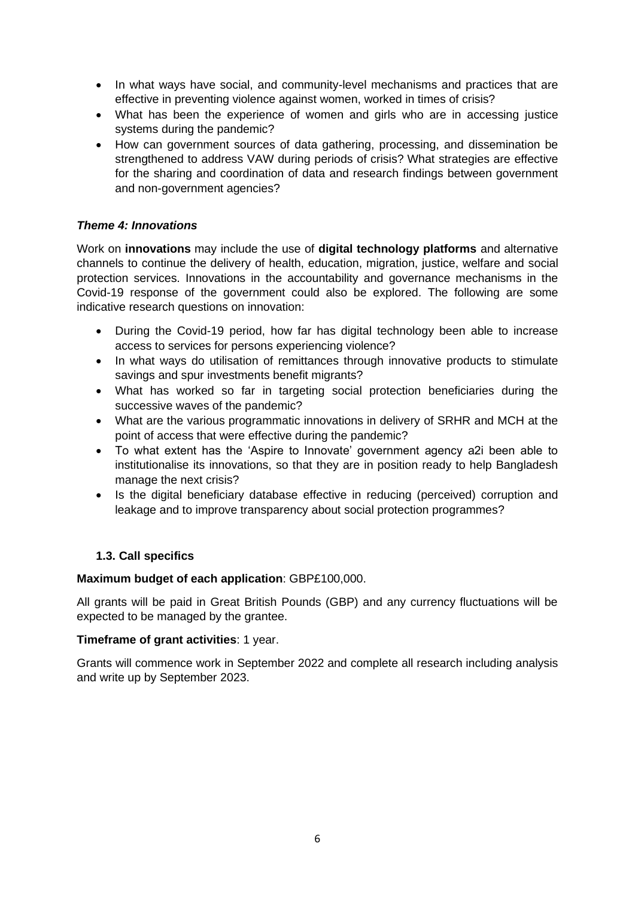- In what ways have social, and community-level mechanisms and practices that are effective in preventing violence against women, worked in times of crisis?
- What has been the experience of women and girls who are in accessing justice systems during the pandemic?
- How can government sources of data gathering, processing, and dissemination be strengthened to address VAW during periods of crisis? What strategies are effective for the sharing and coordination of data and research findings between government and non-government agencies?

### *Theme 4: Innovations*

Work on **innovations** may include the use of **digital technology platforms** and alternative channels to continue the delivery of health, education, migration, justice, welfare and social protection services. Innovations in the accountability and governance mechanisms in the Covid-19 response of the government could also be explored. The following are some indicative research questions on innovation:

- During the Covid-19 period, how far has digital technology been able to increase access to services for persons experiencing violence?
- In what ways do utilisation of remittances through innovative products to stimulate savings and spur investments benefit migrants?
- What has worked so far in targeting social protection beneficiaries during the successive waves of the pandemic?
- What are the various programmatic innovations in delivery of SRHR and MCH at the point of access that were effective during the pandemic?
- To what extent has the 'Aspire to Innovate' government agency a2i been able to institutionalise its innovations, so that they are in position ready to help Bangladesh manage the next crisis?
- Is the digital beneficiary database effective in reducing (perceived) corruption and leakage and to improve transparency about social protection programmes?

### 1.3. Call specifics

**Maximum budget of each application**: GBP£100,000.

All grants will be paid in Great British Pounds (GBP) and any currency fluctuations will be expected to be managed by the grantee.

**Timeframe of grant activities**: 1 year.

Grants will commence work in September 2022 and complete all research including analysis and write up by September 2023.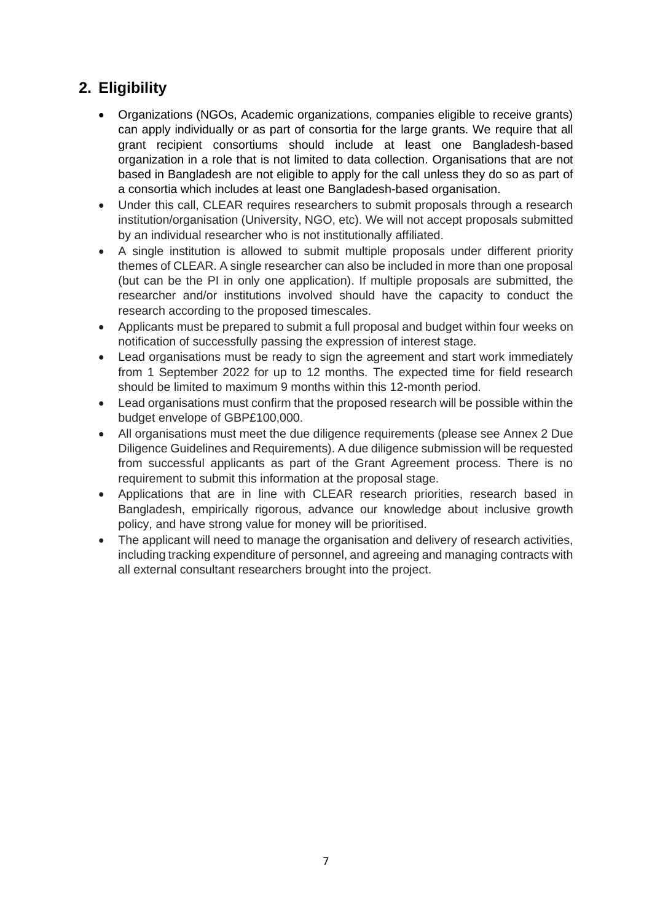## 2. Eligibility

- Organizations (NGOs, Academic organizations, companies eligible to receive grants) can apply individually or as part of consortia for the large grants. We require that all grant recipient consortiums should include at least one Bangladesh-based organization in a role that is not limited to data collection. Organisations that are not based in Bangladesh are not eligible to apply for the call unless they do so as part of a consortia which includes at least one Bangladesh-based organisation.
- Under this call, CLEAR requires researchers to submit proposals through a research institution/organisation (University, NGO, etc). We will not accept proposals submitted by an individual researcher who is not institutionally affiliated.
- A single institution is allowed to submit multiple proposals under different priority themes of CLEAR. A single researcher can also be included in more than one proposal (but can be the PI in only one application). If multiple proposals are submitted, the researcher and/or institutions involved should have the capacity to conduct the research according to the proposed timescales.
- Applicants must be prepared to submit a full proposal and budget within four weeks on notification of successfully passing the expression of interest stage.
- Lead organisations must be ready to sign the agreement and start work immediately from 1 September 2022 for up to 12 months. The expected time for field research should be limited to maximum 9 months within this 12-month period.
- Lead organisations must confirm that the proposed research will be possible within the budget envelope of GBP£100,000.
- All organisations must meet the due diligence requirements (please see Annex 2 Due Diligence Guidelines and Requirements). A due diligence submission will be requested from successful applicants as part of the Grant Agreement process. There is no requirement to submit this information at the proposal stage.
- Applications that are in line with CLEAR research priorities, research based in Bangladesh, empirically rigorous, advance our knowledge about inclusive growth policy, and have strong value for money will be prioritised.
- The applicant will need to manage the organisation and delivery of research activities, including tracking expenditure of personnel, and agreeing and managing contracts with all external consultant researchers brought into the project.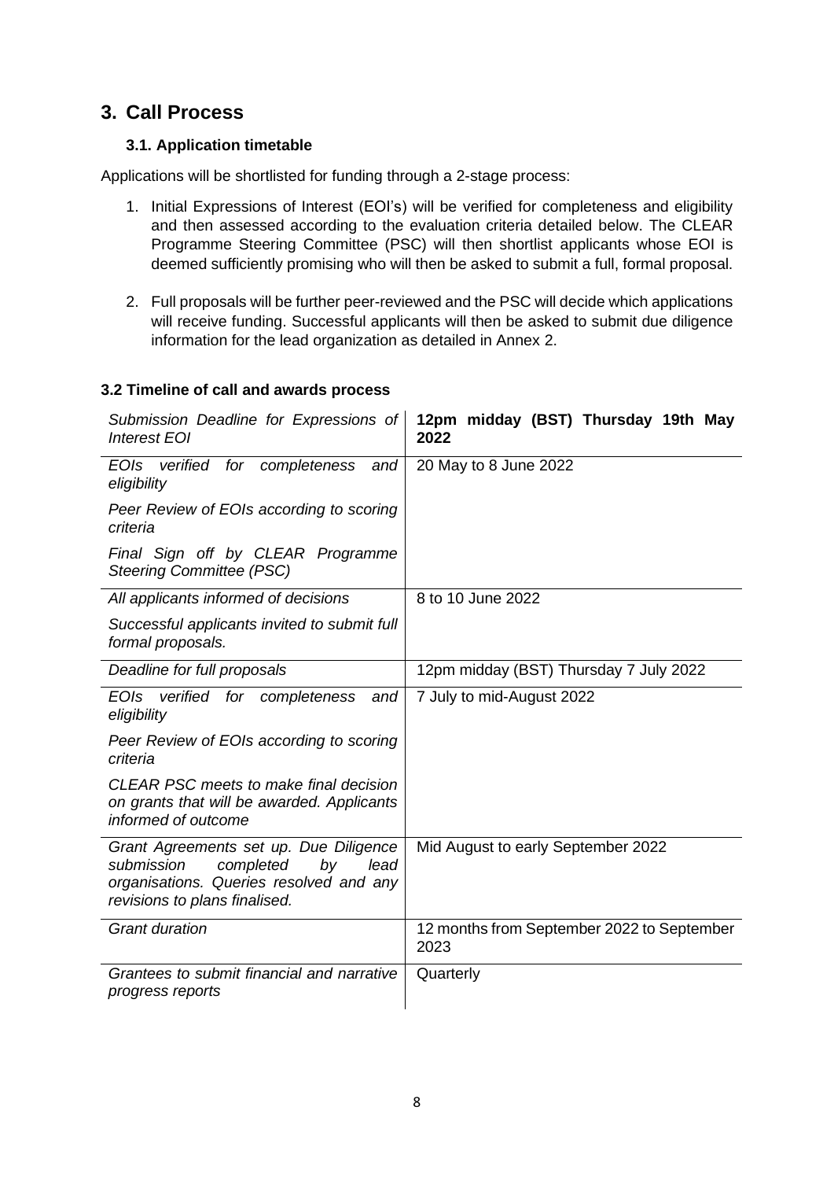## 3. Call Process

### 3.1. Application timetable

Applications will be shortlisted for funding through a 2-stage process:

1. Initial Expressions of Interest (EOI's) will be verified for completeness and eligibility and then assessed according to the evaluation criteria detailed below. The CLEAR Programme Steering Committee (PSC) will then shortlist applicants whose EOI is deemed sufficiently promising who will then be asked to submit a full, formal proposal.
2. Full proposals will be further peer-reviewed and the PSC will decide which applications will receive funding. Successful applicants will then be asked to submit due diligence information for the lead organization as detailed in Annex 2.

### 3.2 Timeline of call and awards process

| *Submission Deadline for Expressions of Interest EOI* | **12pm midday (BST) Thursday 19th May 2022** |
|---|---|
| *EOIs verified for completeness and eligibility*<br><br>*Peer Review of EOIs according to scoring criteria*<br><br>*Final Sign off by CLEAR Programme Steering Committee (PSC)* | 20 May to 8 June 2022 |
| *All applicants informed of decisions*<br><br>*Successful applicants invited to submit full formal proposals.* | 8 to 10 June 2022 |
| *Deadline for full proposals* | 12pm midday (BST) Thursday 7 July 2022 |
| *EOIs verified for completeness and eligibility*<br><br>*Peer Review of EOIs according to scoring criteria*<br><br>*CLEAR PSC meets to make final decision on grants that will be awarded. Applicants informed of outcome* | 7 July to mid-August 2022 |
| *Grant Agreements set up. Due Diligence submission completed by lead organisations. Queries resolved and any revisions to plans finalised.* | Mid August to early September 2022 |
| *Grant duration* | 12 months from September 2022 to September 2023 |
| *Grantees to submit financial and narrative progress reports* | Quarterly |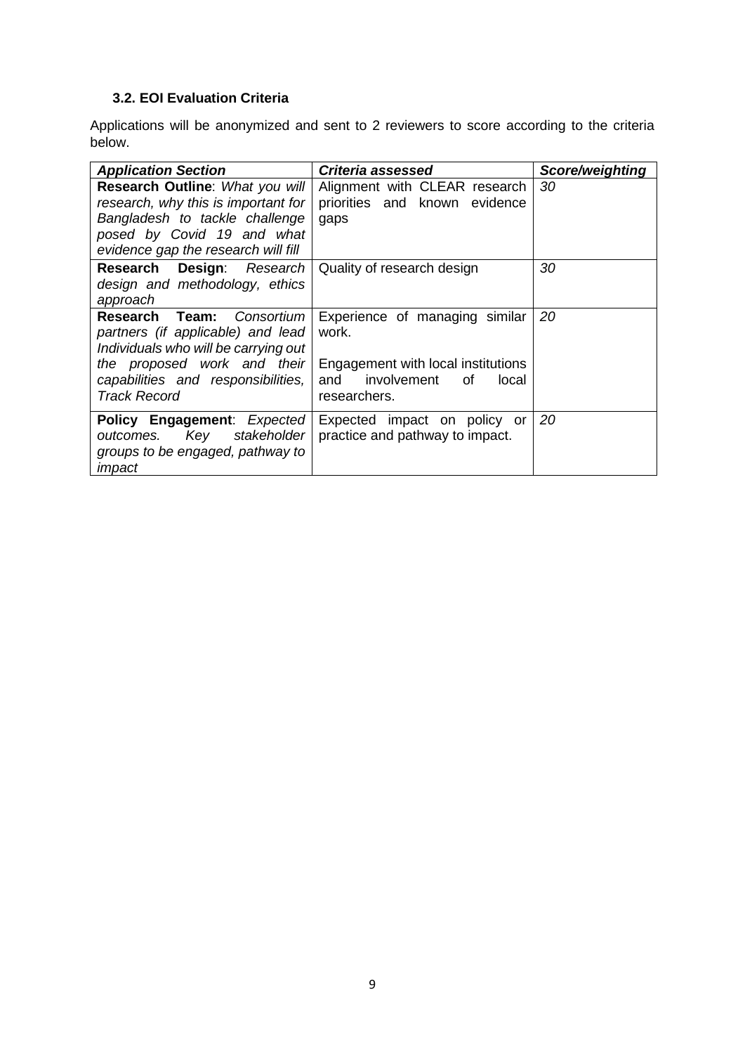### 3.2. EOI Evaluation Criteria

Applications will be anonymized and sent to 2 reviewers to score according to the criteria below.

| ***Application Section*** | ***Criteria assessed*** | ***Score/weighting*** |
|---|---|---|
| **Research Outline**: *What you will research, why this is important for Bangladesh to tackle challenge posed by Covid 19 and what evidence gap the research will fill* | Alignment with CLEAR research priorities and known evidence gaps | *30* |
| **Research Design**: *Research design and methodology, ethics approach* | Quality of research design | *30* |
| **Research Team:** *Consortium partners (if applicable) and lead Individuals who will be carrying out the proposed work and their capabilities and responsibilities, Track Record* | Experience of managing similar work.<br><br>Engagement with local institutions and involvement of local researchers. | *20* |
| **Policy Engagement**: *Expected outcomes. Key stakeholder groups to be engaged, pathway to impact* | Expected impact on policy or practice and pathway to impact. | *20* |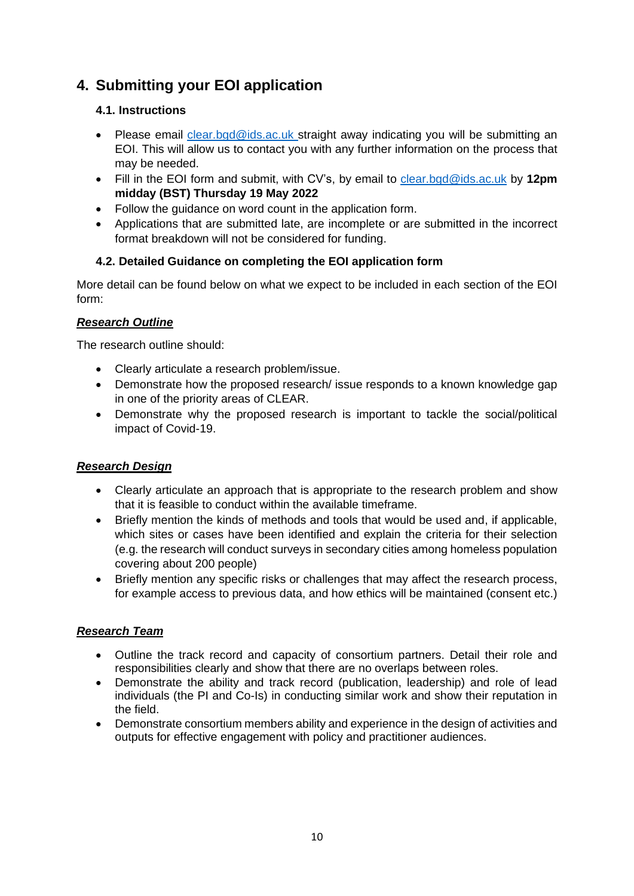## 4. Submitting your EOI application

### 4.1. Instructions

- Please email clear.bgd@ids.ac.uk straight away indicating you will be submitting an EOI. This will allow us to contact you with any further information on the process that may be needed.
- Fill in the EOI form and submit, with CV's, by email to clear.bgd@ids.ac.uk by **12pm midday (BST) Thursday 19 May 2022**
- Follow the guidance on word count in the application form.
- Applications that are submitted late, are incomplete or are submitted in the incorrect format breakdown will not be considered for funding.

### 4.2. Detailed Guidance on completing the EOI application form

More detail can be found below on what we expect to be included in each section of the EOI form:

***Research Outline***

The research outline should:

- Clearly articulate a research problem/issue.
- Demonstrate how the proposed research/ issue responds to a known knowledge gap in one of the priority areas of CLEAR.
- Demonstrate why the proposed research is important to tackle the social/political impact of Covid-19.

***Research Design***

- Clearly articulate an approach that is appropriate to the research problem and show that it is feasible to conduct within the available timeframe.
- Briefly mention the kinds of methods and tools that would be used and, if applicable, which sites or cases have been identified and explain the criteria for their selection (e.g. the research will conduct surveys in secondary cities among homeless population covering about 200 people)
- Briefly mention any specific risks or challenges that may affect the research process, for example access to previous data, and how ethics will be maintained (consent etc.)

***Research Team***

- Outline the track record and capacity of consortium partners. Detail their role and responsibilities clearly and show that there are no overlaps between roles.
- Demonstrate the ability and track record (publication, leadership) and role of lead individuals (the PI and Co-Is) in conducting similar work and show their reputation in the field.
- Demonstrate consortium members ability and experience in the design of activities and outputs for effective engagement with policy and practitioner audiences.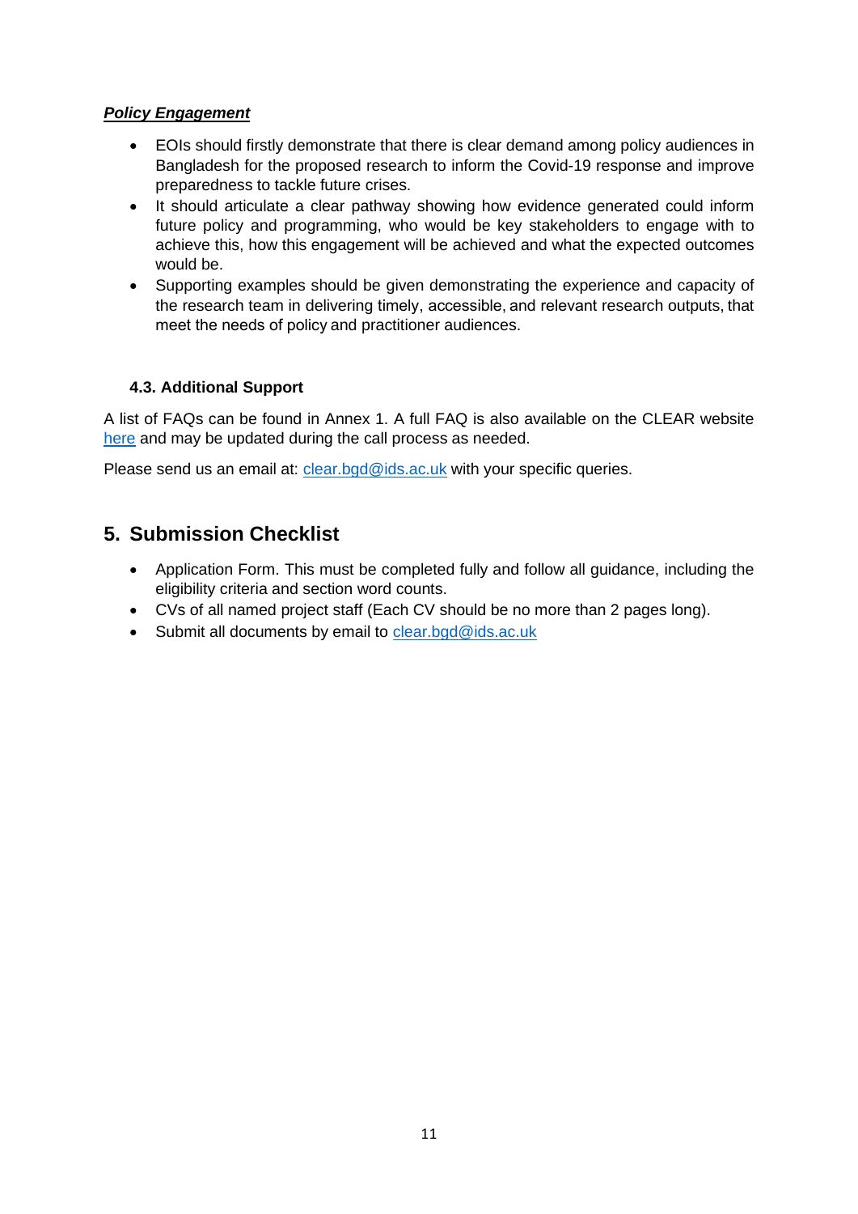***Policy Engagement***

- EOIs should firstly demonstrate that there is clear demand among policy audiences in Bangladesh for the proposed research to inform the Covid-19 response and improve preparedness to tackle future crises.
- It should articulate a clear pathway showing how evidence generated could inform future policy and programming, who would be key stakeholders to engage with to achieve this, how this engagement will be achieved and what the expected outcomes would be.
- Supporting examples should be given demonstrating the experience and capacity of the research team in delivering timely, accessible, and relevant research outputs, that meet the needs of policy and practitioner audiences.

### 4.3. Additional Support

A list of FAQs can be found in Annex 1. A full FAQ is also available on the CLEAR website here and may be updated during the call process as needed.

Please send us an email at: clear.bgd@ids.ac.uk with your specific queries.

## 5. Submission Checklist

- Application Form. This must be completed fully and follow all guidance, including the eligibility criteria and section word counts.
- CVs of all named project staff (Each CV should be no more than 2 pages long).
- Submit all documents by email to clear.bgd@ids.ac.uk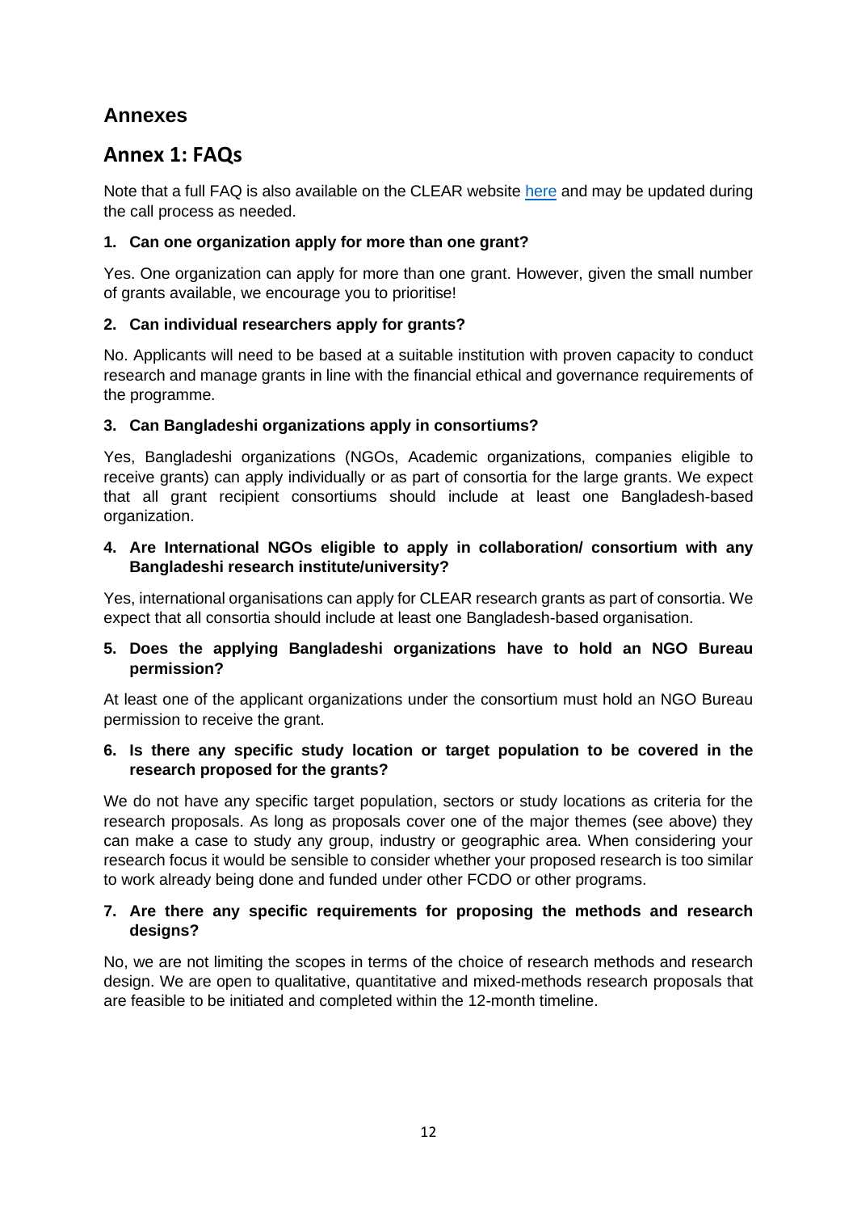# Annexes

## Annex 1: FAQs

Note that a full FAQ is also available on the CLEAR website [here](#) and may be updated during the call process as needed.

**1. Can one organization apply for more than one grant?**

Yes. One organization can apply for more than one grant. However, given the small number of grants available, we encourage you to prioritise!

**2. Can individual researchers apply for grants?**

No. Applicants will need to be based at a suitable institution with proven capacity to conduct research and manage grants in line with the financial ethical and governance requirements of the programme.

**3. Can Bangladeshi organizations apply in consortiums?**

Yes, Bangladeshi organizations (NGOs, Academic organizations, companies eligible to receive grants) can apply individually or as part of consortia for the large grants. We expect that all grant recipient consortiums should include at least one Bangladesh-based organization.

**4. Are International NGOs eligible to apply in collaboration/ consortium with any Bangladeshi research institute/university?**

Yes, international organisations can apply for CLEAR research grants as part of consortia. We expect that all consortia should include at least one Bangladesh-based organisation.

**5. Does the applying Bangladeshi organizations have to hold an NGO Bureau permission?**

At least one of the applicant organizations under the consortium must hold an NGO Bureau permission to receive the grant.

**6. Is there any specific study location or target population to be covered in the research proposed for the grants?**

We do not have any specific target population, sectors or study locations as criteria for the research proposals. As long as proposals cover one of the major themes (see above) they can make a case to study any group, industry or geographic area. When considering your research focus it would be sensible to consider whether your proposed research is too similar to work already being done and funded under other FCDO or other programs.

**7. Are there any specific requirements for proposing the methods and research designs?**

No, we are not limiting the scopes in terms of the choice of research methods and research design. We are open to qualitative, quantitative and mixed-methods research proposals that are feasible to be initiated and completed within the 12-month timeline.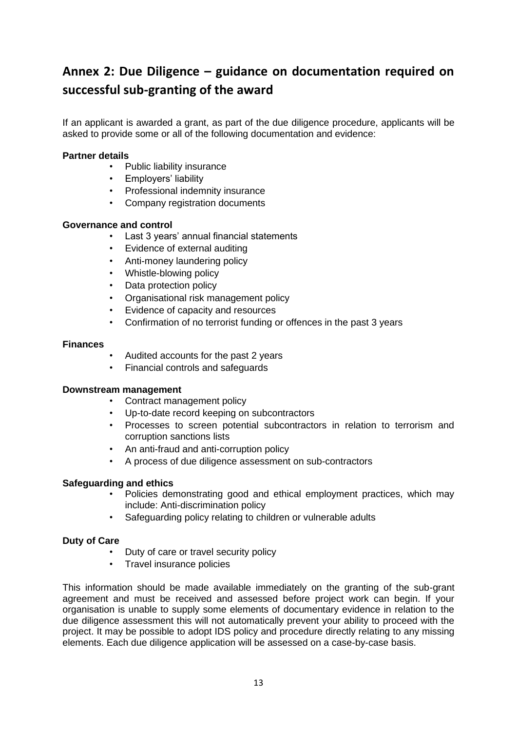## Annex 2: Due Diligence – guidance on documentation required on successful sub-granting of the award

If an applicant is awarded a grant, as part of the due diligence procedure, applicants will be asked to provide some or all of the following documentation and evidence:

**Partner details**

- Public liability insurance
- Employers' liability
- Professional indemnity insurance
- Company registration documents

**Governance and control**

- Last 3 years' annual financial statements
- Evidence of external auditing
- Anti-money laundering policy
- Whistle-blowing policy
- Data protection policy
- Organisational risk management policy
- Evidence of capacity and resources
- Confirmation of no terrorist funding or offences in the past 3 years

**Finances**

- Audited accounts for the past 2 years
- Financial controls and safeguards

**Downstream management**

- Contract management policy
- Up-to-date record keeping on subcontractors
- Processes to screen potential subcontractors in relation to terrorism and corruption sanctions lists
- An anti-fraud and anti-corruption policy
- A process of due diligence assessment on sub-contractors

**Safeguarding and ethics**

- Policies demonstrating good and ethical employment practices, which may include: Anti-discrimination policy
- Safeguarding policy relating to children or vulnerable adults

**Duty of Care**

- Duty of care or travel security policy
- Travel insurance policies

This information should be made available immediately on the granting of the sub-grant agreement and must be received and assessed before project work can begin. If your organisation is unable to supply some elements of documentary evidence in relation to the due diligence assessment this will not automatically prevent your ability to proceed with the project. It may be possible to adopt IDS policy and procedure directly relating to any missing elements. Each due diligence application will be assessed on a case-by-case basis.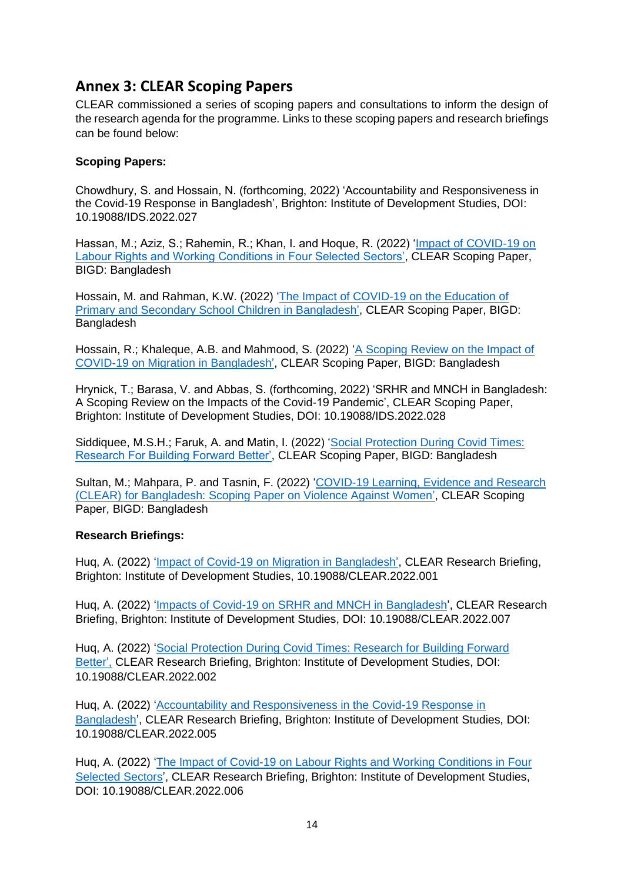## Annex 3: CLEAR Scoping Papers

CLEAR commissioned a series of scoping papers and consultations to inform the design of the research agenda for the programme. Links to these scoping papers and research briefings can be found below:

**Scoping Papers:**

Chowdhury, S. and Hossain, N. (forthcoming, 2022) 'Accountability and Responsiveness in the Covid-19 Response in Bangladesh', Brighton: Institute of Development Studies, DOI: 10.19088/IDS.2022.027

Hassan, M.; Aziz, S.; Rahemin, R.; Khan, I. and Hoque, R. (2022) 'Impact of COVID-19 on Labour Rights and Working Conditions in Four Selected Sectors', CLEAR Scoping Paper, BIGD: Bangladesh

Hossain, M. and Rahman, K.W. (2022) 'The Impact of COVID-19 on the Education of Primary and Secondary School Children in Bangladesh', CLEAR Scoping Paper, BIGD: Bangladesh

Hossain, R.; Khaleque, A.B. and Mahmood, S. (2022) 'A Scoping Review on the Impact of COVID-19 on Migration in Bangladesh', CLEAR Scoping Paper, BIGD: Bangladesh

Hrynick, T.; Barasa, V. and Abbas, S. (forthcoming, 2022) 'SRHR and MNCH in Bangladesh: A Scoping Review on the Impacts of the Covid-19 Pandemic', CLEAR Scoping Paper, Brighton: Institute of Development Studies, DOI: 10.19088/IDS.2022.028

Siddiquee, M.S.H.; Faruk, A. and Matin, I. (2022) 'Social Protection During Covid Times: Research For Building Forward Better', CLEAR Scoping Paper, BIGD: Bangladesh

Sultan, M.; Mahpara, P. and Tasnin, F. (2022) 'COVID-19 Learning, Evidence and Research (CLEAR) for Bangladesh: Scoping Paper on Violence Against Women', CLEAR Scoping Paper, BIGD: Bangladesh

**Research Briefings:**

Huq, A. (2022) 'Impact of Covid-19 on Migration in Bangladesh', CLEAR Research Briefing, Brighton: Institute of Development Studies, 10.19088/CLEAR.2022.001

Huq, A. (2022) 'Impacts of Covid-19 on SRHR and MNCH in Bangladesh', CLEAR Research Briefing, Brighton: Institute of Development Studies, DOI: 10.19088/CLEAR.2022.007

Huq, A. (2022) 'Social Protection During Covid Times: Research for Building Forward Better', CLEAR Research Briefing, Brighton: Institute of Development Studies, DOI: 10.19088/CLEAR.2022.002

Huq, A. (2022) 'Accountability and Responsiveness in the Covid-19 Response in Bangladesh', CLEAR Research Briefing, Brighton: Institute of Development Studies, DOI: 10.19088/CLEAR.2022.005

Huq, A. (2022) 'The Impact of Covid-19 on Labour Rights and Working Conditions in Four Selected Sectors', CLEAR Research Briefing, Brighton: Institute of Development Studies, DOI: 10.19088/CLEAR.2022.006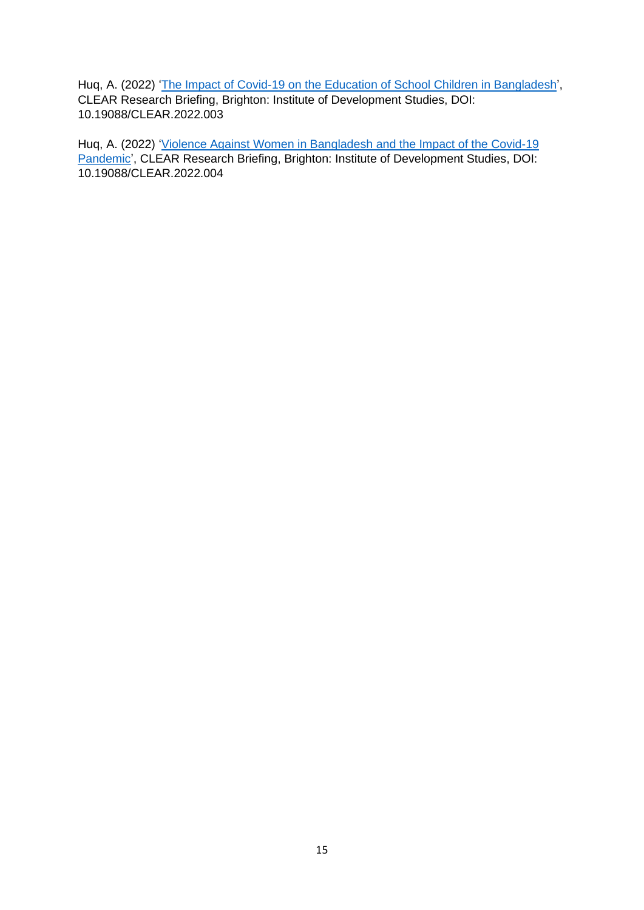Huq, A. (2022) 'The Impact of Covid-19 on the Education of School Children in Bangladesh', CLEAR Research Briefing, Brighton: Institute of Development Studies, DOI: 10.19088/CLEAR.2022.003

Huq, A. (2022) 'Violence Against Women in Bangladesh and the Impact of the Covid-19 Pandemic', CLEAR Research Briefing, Brighton: Institute of Development Studies, DOI: 10.19088/CLEAR.2022.004